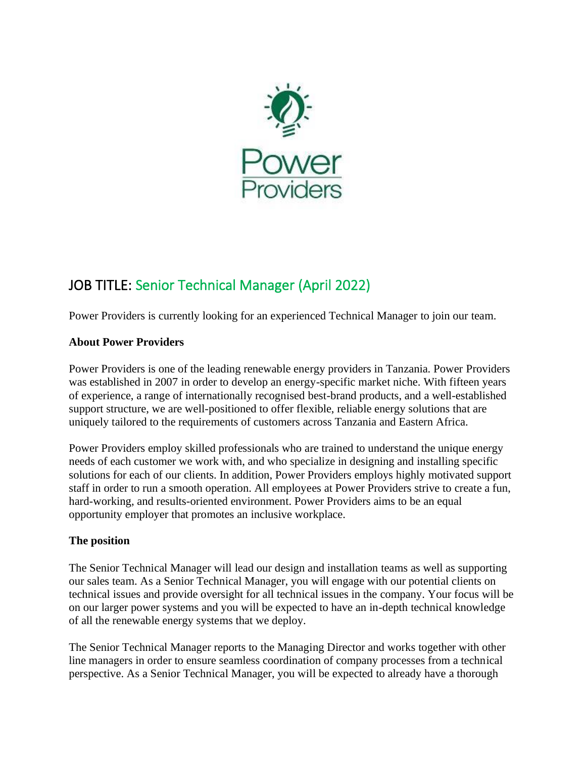Power Providers

# JOB TITLE: Senior Technical Manager (April 2022)

Power Providers is currently looking for an experienced Technical Manager to join our team.

**About Power Providers**

Power Providers is one of the leading renewable energy providers in Tanzania. Power Providers was established in 2007 in order to develop an energy-specific market niche. With fifteen years of experience, a range of internationally recognised best-brand products, and a well-established support structure, we are well-positioned to offer flexible, reliable energy solutions that are uniquely tailored to the requirements of customers across Tanzania and Eastern Africa.

Power Providers employ skilled professionals who are trained to understand the unique energy needs of each customer we work with, and who specialize in designing and installing specific solutions for each of our clients. In addition, Power Providers employs highly motivated support staff in order to run a smooth operation. All employees at Power Providers strive to create a fun, hard-working, and results-oriented environment. Power Providers aims to be an equal opportunity employer that promotes an inclusive workplace.

**The position**

The Senior Technical Manager will lead our design and installation teams as well as supporting our sales team. As a Senior Technical Manager, you will engage with our potential clients on technical issues and provide oversight for all technical issues in the company. Your focus will be on our larger power systems and you will be expected to have an in-depth technical knowledge of all the renewable energy systems that we deploy.

The Senior Technical Manager reports to the Managing Director and works together with other line managers in order to ensure seamless coordination of company processes from a technical perspective. As a Senior Technical Manager, you will be expected to already have a thorough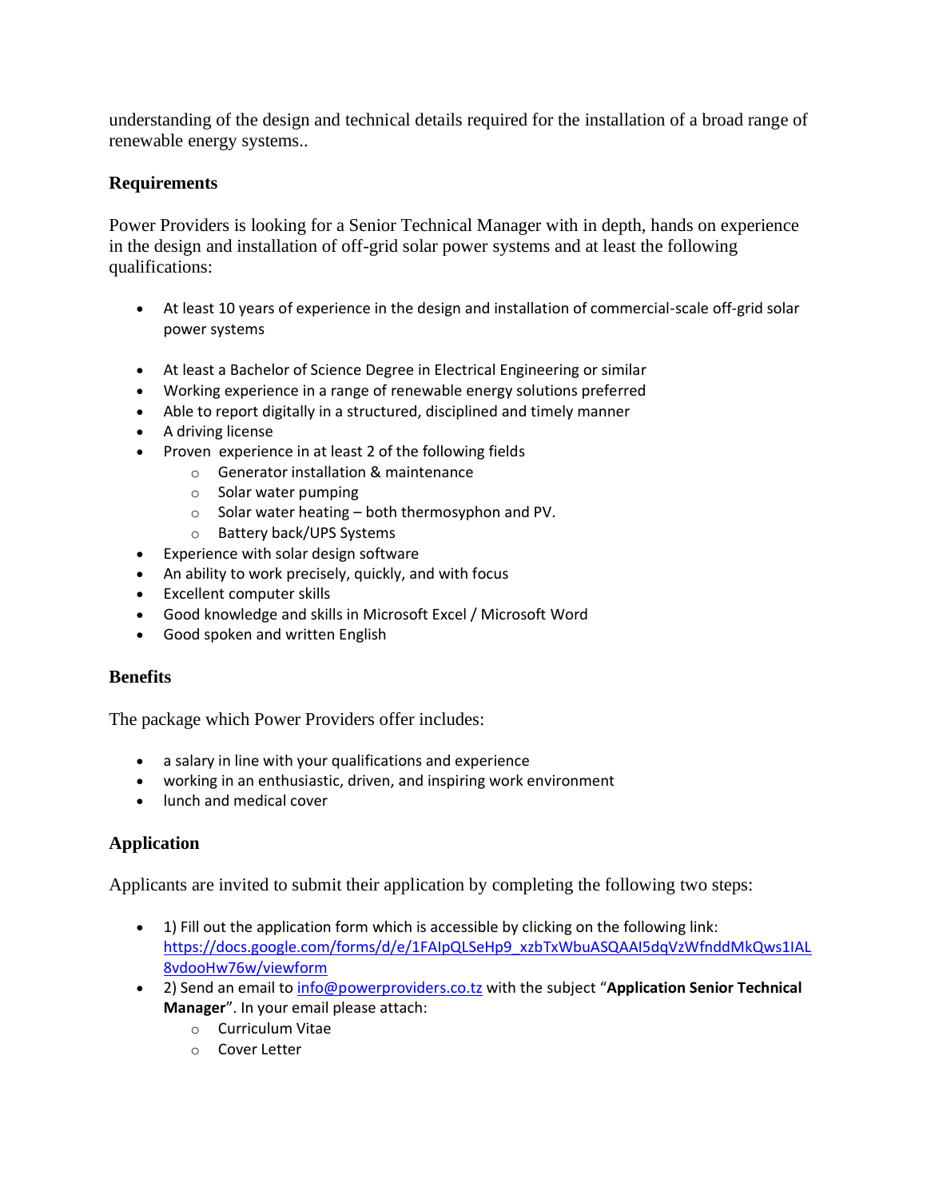understanding of the design and technical details required for the installation of a broad range of renewable energy systems..

## Requirements

Power Providers is looking for a Senior Technical Manager with in depth, hands on experience in the design and installation of off-grid solar power systems and at least the following qualifications:

- At least 10 years of experience in the design and installation of commercial-scale off-grid solar power systems
- At least a Bachelor of Science Degree in Electrical Engineering or similar
- Working experience in a range of renewable energy solutions preferred
- Able to report digitally in a structured, disciplined and timely manner
- A driving license
- Proven experience in at least 2 of the following fields
  - Generator installation & maintenance
  - Solar water pumping
  - Solar water heating – both thermosyphon and PV.
  - Battery back/UPS Systems
- Experience with solar design software
- An ability to work precisely, quickly, and with focus
- Excellent computer skills
- Good knowledge and skills in Microsoft Excel / Microsoft Word
- Good spoken and written English

## Benefits

The package which Power Providers offer includes:

- a salary in line with your qualifications and experience
- working in an enthusiastic, driven, and inspiring work environment
- lunch and medical cover

## Application

Applicants are invited to submit their application by completing the following two steps:

- 1) Fill out the application form which is accessible by clicking on the following link: https://docs.google.com/forms/d/e/1FAIpQLSeHp9_xzbTxWbuASQAAI5dqVzWfnddMkQws1IAL8vdooHw76w/viewform
- 2) Send an email to info@powerproviders.co.tz with the subject "**Application Senior Technical Manager**". In your email please attach:
  - Curriculum Vitae
  - Cover Letter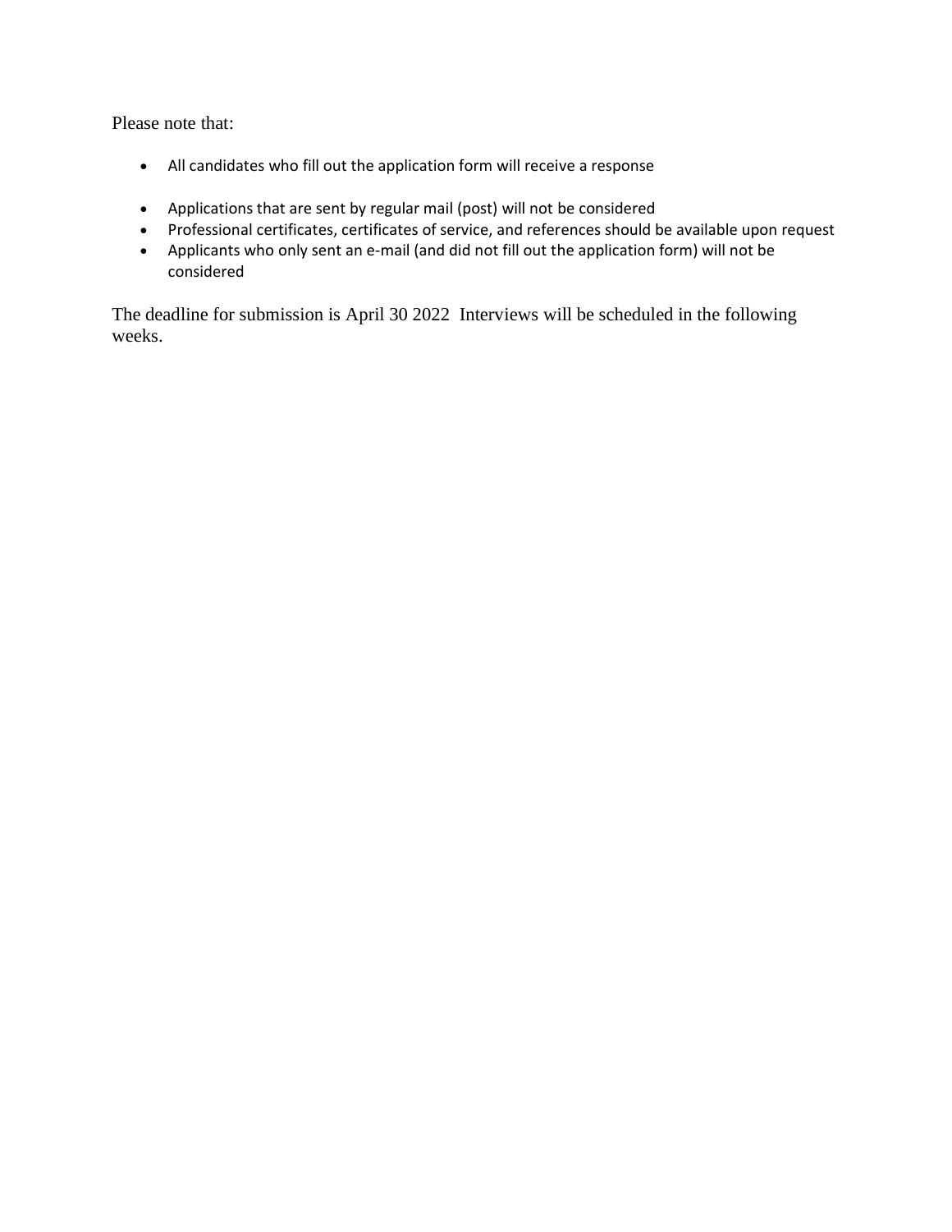Please note that:

- All candidates who fill out the application form will receive a response
- Applications that are sent by regular mail (post) will not be considered
- Professional certificates, certificates of service, and references should be available upon request
- Applicants who only sent an e-mail (and did not fill out the application form) will not be considered

The deadline for submission is April 30 2022 Interviews will be scheduled in the following weeks.